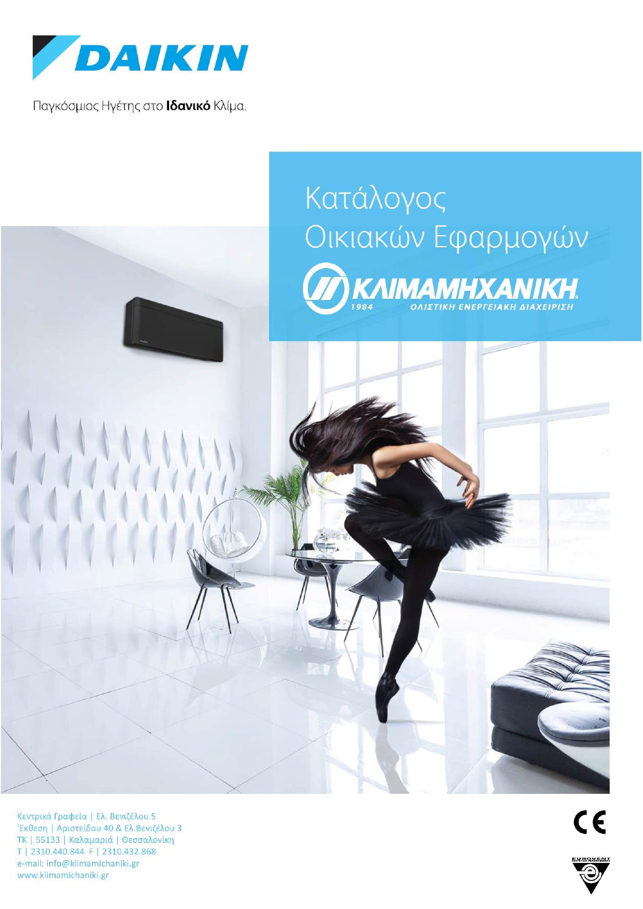DAIKIN

Παγκόσμιος Ηγέτης στο **Ιδανικό** Κλίμα.

# Κατάλογος Οικιακών Εφαρμογών

ΚΛΙΜΑΜΗΧΑΝΙΚΗ
1984 ΟΛΙΣΤΙΚΗ ΕΝΕΡΓΕΙΑΚΗ ΔΙΑΧΕΙΡΙΣΗ

Κεντρικά Γραφεία | Ελ. Βενιζέλου 5
Έκθεση | Αριστείδου 40 & Ελ.Βενιζέλου 3
ΤΚ | 55133 | Καλαμαριά | Θεσσαλονίκη
Τ | 2310.440.844 F | 2310.432.868
e-mail: info@klimamichaniki.gr
www.klimamichaniki.gr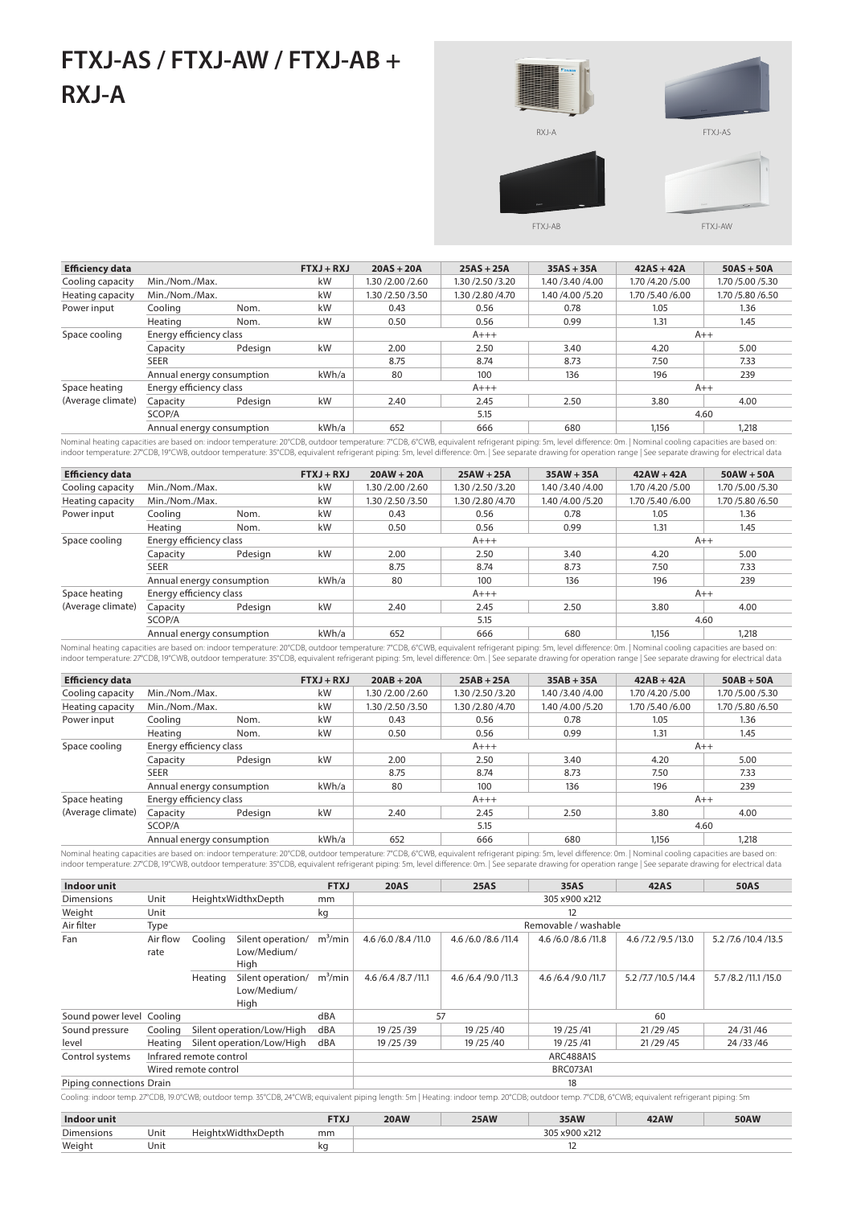# FTXJ-AS / FTXJ-AW / FTXJ-AB + RXJ-A

RXJ-A

FTXJ-AS

FTXJ-AB

FTXJ-AW

| Efficiency data | | | FTXJ + RXJ | 20AS + 20A | 25AS + 25A | 35AS + 35A | 42AS + 42A | 50AS + 50A |
|---|---|---|---|---|---|---|---|---|
| Cooling capacity | Min./Nom./Max. | | kW | 1.30 /2.00 /2.60 | 1.30 /2.50 /3.20 | 1.40 /3.40 /4.00 | 1.70 /4.20 /5.00 | 1.70 /5.00 /5.30 |
| Heating capacity | Min./Nom./Max. | | kW | 1.30 /2.50 /3.50 | 1.30 /2.80 /4.70 | 1.40 /4.00 /5.20 | 1.70 /5.40 /6.00 | 1.70 /5.80 /6.50 |
| Power input | Cooling | Nom. | kW | 0.43 | 0.56 | 0.78 | 1.05 | 1.36 |
| | Heating | Nom. | kW | 0.50 | 0.56 | 0.99 | 1.31 | 1.45 |
| Space cooling | Energy efficiency class | | | A+++ | | | A++ | |
| | Capacity | Pdesign | kW | 2.00 | 2.50 | 3.40 | 4.20 | 5.00 |
| | SEER | | | 8.75 | 8.74 | 8.73 | 7.50 | 7.33 |
| | Annual energy consumption | | kWh/a | 80 | 100 | 136 | 196 | 239 |
| Space heating (Average climate) | Energy efficiency class | | | A+++ | | | A++ | |
| | Capacity | Pdesign | kW | 2.40 | 2.45 | 2.50 | 3.80 | 4.00 |
| | SCOP/A | | | 5.15 | | | 4.60 | |
| | Annual energy consumption | | kWh/a | 652 | 666 | 680 | 1,156 | 1,218 |

Nominal heating capacities are based on: indoor temperature: 20°CDB, outdoor temperature: 7°CDB, 6°CWB, equivalent refrigerant piping: 5m, level difference: 0m. | Nominal cooling capacities are based on: indoor temperature: 27°CDB, 19°CWB, outdoor temperature: 35°CDB, equivalent refrigerant piping: 5m, level difference: 0m. | See separate drawing for operation range | See separate drawing for electrical data

| Efficiency data | | | FTXJ + RXJ | 20AW + 20A | 25AW + 25A | 35AW + 35A | 42AW + 42A | 50AW + 50A |
|---|---|---|---|---|---|---|---|---|
| Cooling capacity | Min./Nom./Max. | | kW | 1.30 /2.00 /2.60 | 1.30 /2.50 /3.20 | 1.40 /3.40 /4.00 | 1.70 /4.20 /5.00 | 1.70 /5.00 /5.30 |
| Heating capacity | Min./Nom./Max. | | kW | 1.30 /2.50 /3.50 | 1.30 /2.80 /4.70 | 1.40 /4.00 /5.20 | 1.70 /5.40 /6.00 | 1.70 /5.80 /6.50 |
| Power input | Cooling | Nom. | kW | 0.43 | 0.56 | 0.78 | 1.05 | 1.36 |
| | Heating | Nom. | kW | 0.50 | 0.56 | 0.99 | 1.31 | 1.45 |
| Space cooling | Energy efficiency class | | | A+++ | | | A++ | |
| | Capacity | Pdesign | kW | 2.00 | 2.50 | 3.40 | 4.20 | 5.00 |
| | SEER | | | 8.75 | 8.74 | 8.73 | 7.50 | 7.33 |
| | Annual energy consumption | | kWh/a | 80 | 100 | 136 | 196 | 239 |
| Space heating (Average climate) | Energy efficiency class | | | A+++ | | | A++ | |
| | Capacity | Pdesign | kW | 2.40 | 2.45 | 2.50 | 3.80 | 4.00 |
| | SCOP/A | | | 5.15 | | | 4.60 | |
| | Annual energy consumption | | kWh/a | 652 | 666 | 680 | 1,156 | 1,218 |

Nominal heating capacities are based on: indoor temperature: 20°CDB, outdoor temperature: 7°CDB, 6°CWB, equivalent refrigerant piping: 5m, level difference: 0m. | Nominal cooling capacities are based on: indoor temperature: 27°CDB, 19°CWB, outdoor temperature: 35°CDB, equivalent refrigerant piping: 5m, level difference: 0m. | See separate drawing for operation range | See separate drawing for electrical data

| Efficiency data | | | FTXJ + RXJ | 20AB + 20A | 25AB + 25A | 35AB + 35A | 42AB + 42A | 50AB + 50A |
|---|---|---|---|---|---|---|---|---|
| Cooling capacity | Min./Nom./Max. | | kW | 1.30 /2.00 /2.60 | 1.30 /2.50 /3.20 | 1.40 /3.40 /4.00 | 1.70 /4.20 /5.00 | 1.70 /5.00 /5.30 |
| Heating capacity | Min./Nom./Max. | | kW | 1.30 /2.50 /3.50 | 1.30 /2.80 /4.70 | 1.40 /4.00 /5.20 | 1.70 /5.40 /6.00 | 1.70 /5.80 /6.50 |
| Power input | Cooling | Nom. | kW | 0.43 | 0.56 | 0.78 | 1.05 | 1.36 |
| | Heating | Nom. | kW | 0.50 | 0.56 | 0.99 | 1.31 | 1.45 |
| Space cooling | Energy efficiency class | | | A+++ | | | A++ | |
| | Capacity | Pdesign | kW | 2.00 | 2.50 | 3.40 | 4.20 | 5.00 |
| | SEER | | | 8.75 | 8.74 | 8.73 | 7.50 | 7.33 |
| | Annual energy consumption | | kWh/a | 80 | 100 | 136 | 196 | 239 |
| Space heating (Average climate) | Energy efficiency class | | | A+++ | | | A++ | |
| | Capacity | Pdesign | kW | 2.40 | 2.45 | 2.50 | 3.80 | 4.00 |
| | SCOP/A | | | 5.15 | | | 4.60 | |
| | Annual energy consumption | | kWh/a | 652 | 666 | 680 | 1,156 | 1,218 |

Nominal heating capacities are based on: indoor temperature: 20°CDB, outdoor temperature: 7°CDB, 6°CWB, equivalent refrigerant piping: 5m, level difference: 0m. | Nominal cooling capacities are based on: indoor temperature: 27°CDB, 19°CWB, outdoor temperature: 35°CDB, equivalent refrigerant piping: 5m, level difference: 0m. | See separate drawing for operation range | See separate drawing for electrical data

| Indoor unit | | | | FTXJ | 20AS | 25AS | 35AS | 42AS | 50AS |
|---|---|---|---|---|---|---|---|---|---|
| Dimensions | Unit | HeightxWidthxDepth | | mm | 305 x900 x212 | | | | |
| Weight | Unit | | | kg | 12 | | | | |
| Air filter | Type | | | | Removable / washable | | | | |
| Fan | Air flow rate | Cooling | Silent operation/ Low/Medium/ High | $m^3$/min | 4.6 /6.0 /8.4 /11.0 | 4.6 /6.0 /8.6 /11.4 | 4.6 /6.0 /8.6 /11.8 | 4.6 /7.2 /9.5 /13.0 | 5.2 /7.6 /10.4 /13.5 |
| | | Heating | Silent operation/ Low/Medium/ High | $m^3$/min | 4.6 /6.4 /8.7 /11.1 | 4.6 /6.4 /9.0 /11.3 | 4.6 /6.4 /9.0 /11.7 | 5.2 /7.7 /10.5 /14.4 | 5.7 /8.2 /11.1 /15.0 |
| Sound power level | Cooling | | | dBA | 57 | | | 60 | |
| Sound pressure level | Cooling | Silent operation/Low/High | | dBA | 19 /25 /39 | 19 /25 /40 | 19 /25 /41 | 21 /29 /45 | 24 /31 /46 |
| | Heating | Silent operation/Low/High | | dBA | 19 /25 /39 | 19 /25 /40 | 19 /25 /41 | 21 /29 /45 | 24 /33 /46 |
| Control systems | Infrared remote control | | | | ARC488A1S | | | | |
| | Wired remote control | | | | BRC073A1 | | | | |
| Piping connections | Drain | | | | 18 | | | | |

Cooling: indoor temp. 27°CDB, 19.0°CWB; outdoor temp. 35°CDB, 24°CWB; equivalent piping length: 5m | Heating: indoor temp. 20°CDB; outdoor temp. 7°CDB, 6°CWB; equivalent refrigerant piping: 5m

| Indoor unit | | | FTXJ | 20AW | 25AW | 35AW | 42AW | 50AW |
|---|---|---|---|---|---|---|---|---|
| Dimensions | Unit | HeightxWidthxDepth | mm | 305 x900 x212 | | | | |
| Weight | Unit | | kg | 12 | | | | |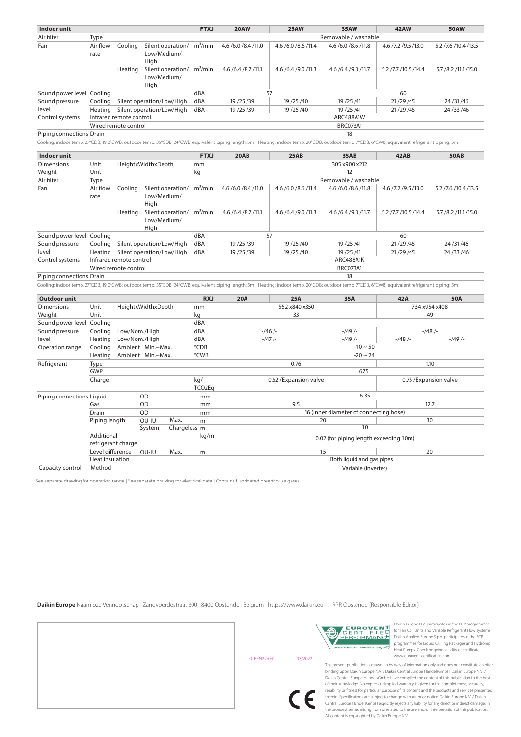| Indoor unit | | | | FTXJ | 20AW | 25AW | 35AW | 42AW | 50AW |
|---|---|---|---|---|---|---|---|---|---|
| Air filter | Type | | | | Removable / washable | | | | |
| Fan | Air flow rate | Cooling | Silent operation/ Low/Medium/ High | $m^3/min$ | 4.6 /6.0 /8.4 /11.0 | 4.6 /6.0 /8.6 /11.4 | 4.6 /6.0 /8.6 /11.8 | 4.6 /7.2 /9.5 /13.0 | 5.2 /7.6 /10.4 /13.5 |
| | | Heating | Silent operation/ Low/Medium/ High | $m^3/min$ | 4.6 /6.4 /8.7 /11.1 | 4.6 /6.4 /9.0 /11.3 | 4.6 /6.4 /9.0 /11.7 | 5.2 /7.7 /10.5 /14.4 | 5.7 /8.2 /11.1 /15.0 |
| Sound power level | Cooling | | | dBA | 57 | | 60 | | |
| Sound pressure level | Cooling | Silent operation/Low/High | | dBA | 19 /25 /39 | 19 /25 /40 | 19 /25 /41 | 21 /29 /45 | 24 /31 /46 |
| | Heating | Silent operation/Low/High | | dBA | 19 /25 /39 | 19 /25 /40 | 19 /25 /41 | 21 /29 /45 | 24 /33 /46 |
| Control systems | Infrared remote control | | | | ARC488A1W | | | | |
| | Wired remote control | | | | BRC073A1 | | | | |
| Piping connections | Drain | | | | 18 | | | | |

Cooling: indoor temp. 27°CDB, 19.0°CWB; outdoor temp. 35°CDB, 24°CWB; equivalent piping length: 5m | Heating: indoor temp. 20°CDB; outdoor temp. 7°CDB, 6°CWB; equivalent refrigerant piping: 5m

| Indoor unit | | | | FTXJ | 20AB | 25AB | 35AB | 42AB | 50AB |
|---|---|---|---|---|---|---|---|---|---|
| Dimensions | Unit | HeightxWidthxDepth | | mm | 305 x900 x212 | | | | |
| Weight | Unit | | | kg | 12 | | | | |
| Air filter | Type | | | | Removable / washable | | | | |
| Fan | Air flow rate | Cooling | Silent operation/ Low/Medium/ High | $m^3/min$ | 4.6 /6.0 /8.4 /11.0 | 4.6 /6.0 /8.6 /11.4 | 4.6 /6.0 /8.6 /11.8 | 4.6 /7.2 /9.5 /13.0 | 5.2 /7.6 /10.4 /13.5 |
| | | Heating | Silent operation/ Low/Medium/ High | $m^3/min$ | 4.6 /6.4 /8.7 /11.1 | 4.6 /6.4 /9.0 /11.3 | 4.6 /6.4 /9.0 /11.7 | 5.2 /7.7 /10.5 /14.4 | 5.7 /8.2 /11.1 /15.0 |
| Sound power level | Cooling | | | dBA | 57 | | 60 | | |
| Sound pressure level | Cooling | Silent operation/Low/High | | dBA | 19 /25 /39 | 19 /25 /40 | 19 /25 /41 | 21 /29 /45 | 24 /31 /46 |
| | Heating | Silent operation/Low/High | | dBA | 19 /25 /39 | 19 /25 /40 | 19 /25 /41 | 21 /29 /45 | 24 /33 /46 |
| Control systems | Infrared remote control | | | | ARC488A1K | | | | |
| | Wired remote control | | | | BRC073A1 | | | | |
| Piping connections | Drain | | | | 18 | | | | |

Cooling: indoor temp. 27°CDB, 19.0°CWB; outdoor temp. 35°CDB, 24°CWB; equivalent piping length: 5m | Heating: indoor temp. 20°CDB; outdoor temp. 7°CDB, 6°CWB; equivalent refrigerant piping: 5m

| Outdoor unit | | | | | RXJ | 20A | 25A | 35A | 42A | 50A |
|---|---|---|---|---|---|---|---|---|---|---|
| Dimensions | Unit | HeightxWidthxDepth | | | mm | 552 x840 x350 | | | 734 x954 x408 | |
| Weight | Unit | | | | kg | 33 | | | 49 | |
| Sound power level | Cooling | | | | dBA | - | | | | |
| Sound pressure level | Cooling | Low/Nom./High | | | dBA | -/46 /- | | -/49 /- | -/48 /- | |
| | Heating | Low/Nom./High | | | dBA | -/47 /- | | -/49 /- | -/48 /- | -/49 /- |
| Operation range | Cooling | Ambient | Min.~Max. | | °CDB | -10 ~ 50 | | | | |
| | Heating | Ambient | Min.~Max. | | °CWB | -20 ~ 24 | | | | |
| Refrigerant | Type | | | | | 0.76 | | | 1.10 | |
| | GWP | | | | | 675 | | | | |
| | Charge | | | | kg/ TCO2Eq | 0.52 /Expansion valve | | | 0.75 /Expansion valve | |
| Piping connections | Liquid | OD | | | mm | 6.35 | | | | |
| | Gas | OD | | | mm | 9.5 | | | 12.7 | |
| | Drain | OD | | | mm | 16 (inner diameter of connecting hose) | | | | |
| | Piping length | OU-IU | Max. | | m | 20 | | | 30 | |
| | | System | Chargeless | | m | 10 | | | | |
| | Additional refrigerant charge | | | | kg/m | 0.02 (for piping length exceeding 10m) | | | | |
| | Level difference | OU-IU | Max. | | m | 15 | | | 20 | |
| | Heat insulation | | | | | Both liquid and gas pipes | | | | |
| Capacity control | Method | | | | | Variable (inverter) | | | | |

See separate drawing for operation range | See separate drawing for electrical data | Contains fluorinated greenhouse gases

**Daikin Europe** Naamloze Vennootschap · Zandvoordestraat 300 · 8400 Oostende · Belgium · https://www.daikin.eu · . · RPR Oostende (Responsible Editor)

ECPEN22-041 03/2022

Daikin Europe N.V. participates in the ECP programmes for Fan Coil Units and Variable Refrigerant Flow systems. Daikin Applied Europe S.p.A. participates in the ECP programmes for Liquid Chilling Packages and Hydronic Heat Pumps. Check ongoing validity of certificate: www.eurovent-certification.com

The present publication is drawn up by way of information only and does not constitute an offer binding upon Daikin Europe N.V. / Daikin Central Europe HandelsGmbH. Daikin Europe N.V. / Daikin Central Europe HandelsGmbH have compiled the content of this publication to the best of their knowledge. No express or implied warranty is given for the completeness, accuracy, reliability or fitness for particular purpose of its content and the products and services presented therein. Specifications are subject to change without prior notice. Daikin Europe N.V. / Daikin Central Europe HandelsGmbH explicitly rejects any liability for any direct or indirect damage, in the broadest sense, arising from or related to the use and/or interpretation of this publication. All content is copyrighted by Daikin Europe N.V.